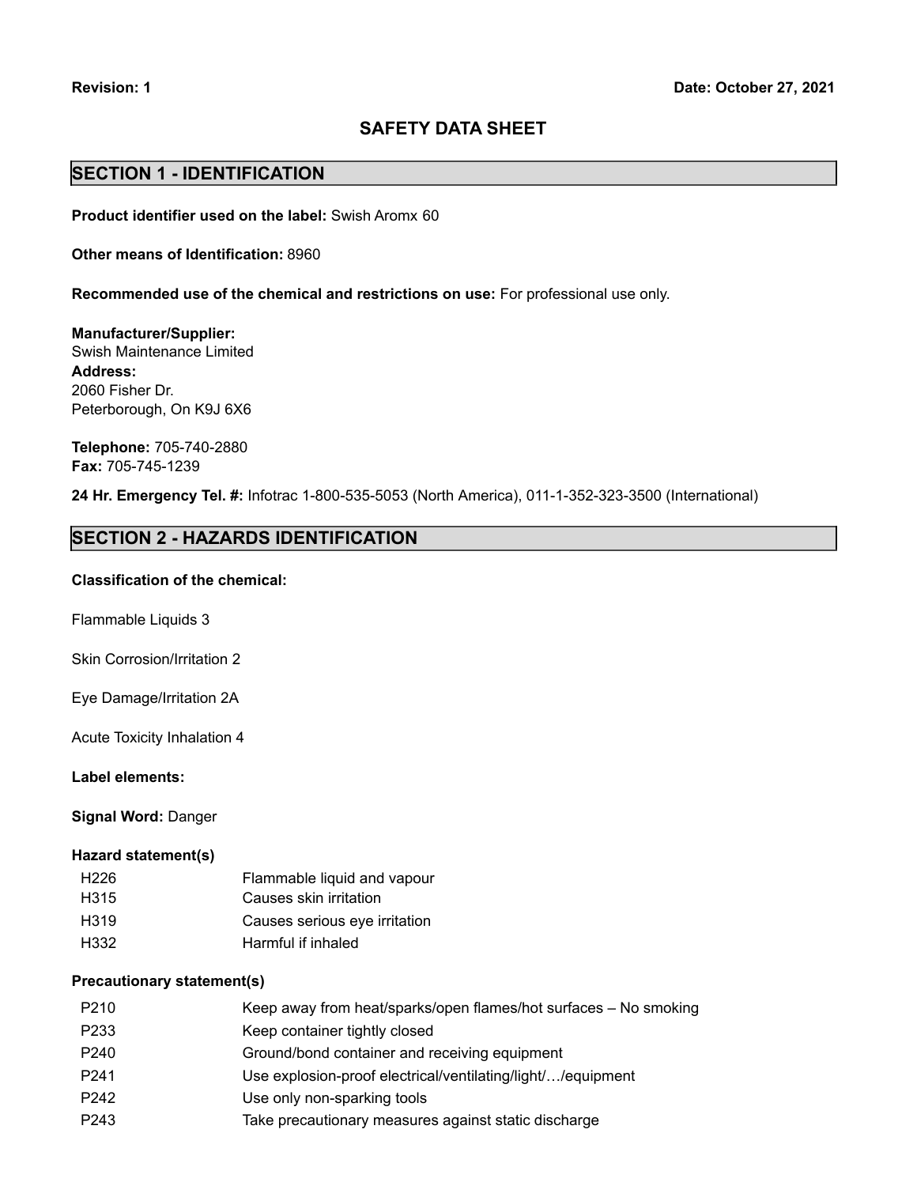**Revision: 1** **Date: October 27, 2021**

# SAFETY DATA SHEET

## SECTION 1 - IDENTIFICATION

**Product identifier used on the label:** Swish Aromx 60

**Other means of Identification:** 8960

**Recommended use of the chemical and restrictions on use:** For professional use only.

**Manufacturer/Supplier:**
Swish Maintenance Limited
**Address:**
2060 Fisher Dr.
Peterborough, On K9J 6X6

**Telephone:** 705-740-2880
**Fax:** 705-745-1239

**24 Hr. Emergency Tel. #:** Infotrac 1-800-535-5053 (North America), 011-1-352-323-3500 (International)

## SECTION 2 - HAZARDS IDENTIFICATION

**Classification of the chemical:**

Flammable Liquids 3

Skin Corrosion/Irritation 2

Eye Damage/Irritation 2A

Acute Toxicity Inhalation 4

**Label elements:**

**Signal Word:** Danger

**Hazard statement(s)**

| | |
|---|---|
| H226 | Flammable liquid and vapour |
| H315 | Causes skin irritation |
| H319 | Causes serious eye irritation |
| H332 | Harmful if inhaled |

**Precautionary statement(s)**

| | |
|---|---|
| P210 | Keep away from heat/sparks/open flames/hot surfaces – No smoking |
| P233 | Keep container tightly closed |
| P240 | Ground/bond container and receiving equipment |
| P241 | Use explosion-proof electrical/ventilating/light/…/equipment |
| P242 | Use only non-sparking tools |
| P243 | Take precautionary measures against static discharge |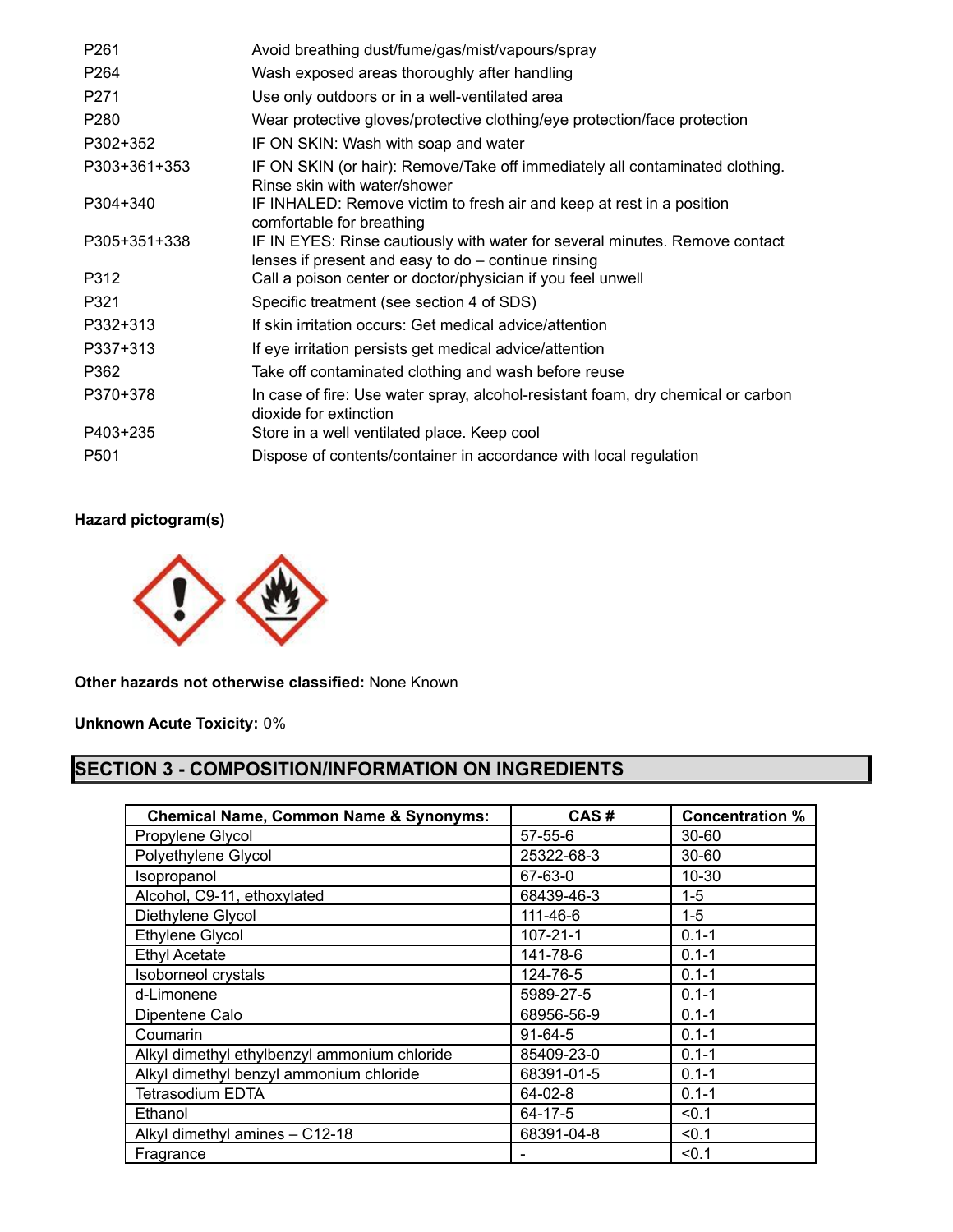| | |
|---|---|
| P261 | Avoid breathing dust/fume/gas/mist/vapours/spray |
| P264 | Wash exposed areas thoroughly after handling |
| P271 | Use only outdoors or in a well-ventilated area |
| P280 | Wear protective gloves/protective clothing/eye protection/face protection |
| P302+352 | IF ON SKIN: Wash with soap and water |
| P303+361+353 | IF ON SKIN (or hair): Remove/Take off immediately all contaminated clothing. Rinse skin with water/shower |
| P304+340 | IF INHALED: Remove victim to fresh air and keep at rest in a position comfortable for breathing |
| P305+351+338 | IF IN EYES: Rinse cautiously with water for several minutes. Remove contact lenses if present and easy to do – continue rinsing |
| P312 | Call a poison center or doctor/physician if you feel unwell |
| P321 | Specific treatment (see section 4 of SDS) |
| P332+313 | If skin irritation occurs: Get medical advice/attention |
| P337+313 | If eye irritation persists get medical advice/attention |
| P362 | Take off contaminated clothing and wash before reuse |
| P370+378 | In case of fire: Use water spray, alcohol-resistant foam, dry chemical or carbon dioxide for extinction |
| P403+235 | Store in a well ventilated place. Keep cool |
| P501 | Dispose of contents/container in accordance with local regulation |

**Hazard pictogram(s)**

**Other hazards not otherwise classified:** None Known

**Unknown Acute Toxicity:** 0%

## SECTION 3 - COMPOSITION/INFORMATION ON INGREDIENTS

| Chemical Name, Common Name & Synonyms: | CAS # | Concentration % |
|---|---|---|
| Propylene Glycol | 57-55-6 | 30-60 |
| Polyethylene Glycol | 25322-68-3 | 30-60 |
| Isopropanol | 67-63-0 | 10-30 |
| Alcohol, C9-11, ethoxylated | 68439-46-3 | 1-5 |
| Diethylene Glycol | 111-46-6 | 1-5 |
| Ethylene Glycol | 107-21-1 | 0.1-1 |
| Ethyl Acetate | 141-78-6 | 0.1-1 |
| Isoborneol crystals | 124-76-5 | 0.1-1 |
| d-Limonene | 5989-27-5 | 0.1-1 |
| Dipentene Calo | 68956-56-9 | 0.1-1 |
| Coumarin | 91-64-5 | 0.1-1 |
| Alkyl dimethyl ethylbenzyl ammonium chloride | 85409-23-0 | 0.1-1 |
| Alkyl dimethyl benzyl ammonium chloride | 68391-01-5 | 0.1-1 |
| Tetrasodium EDTA | 64-02-8 | 0.1-1 |
| Ethanol | 64-17-5 | <0.1 |
| Alkyl dimethyl amines – C12-18 | 68391-04-8 | <0.1 |
| Fragrance | - | <0.1 |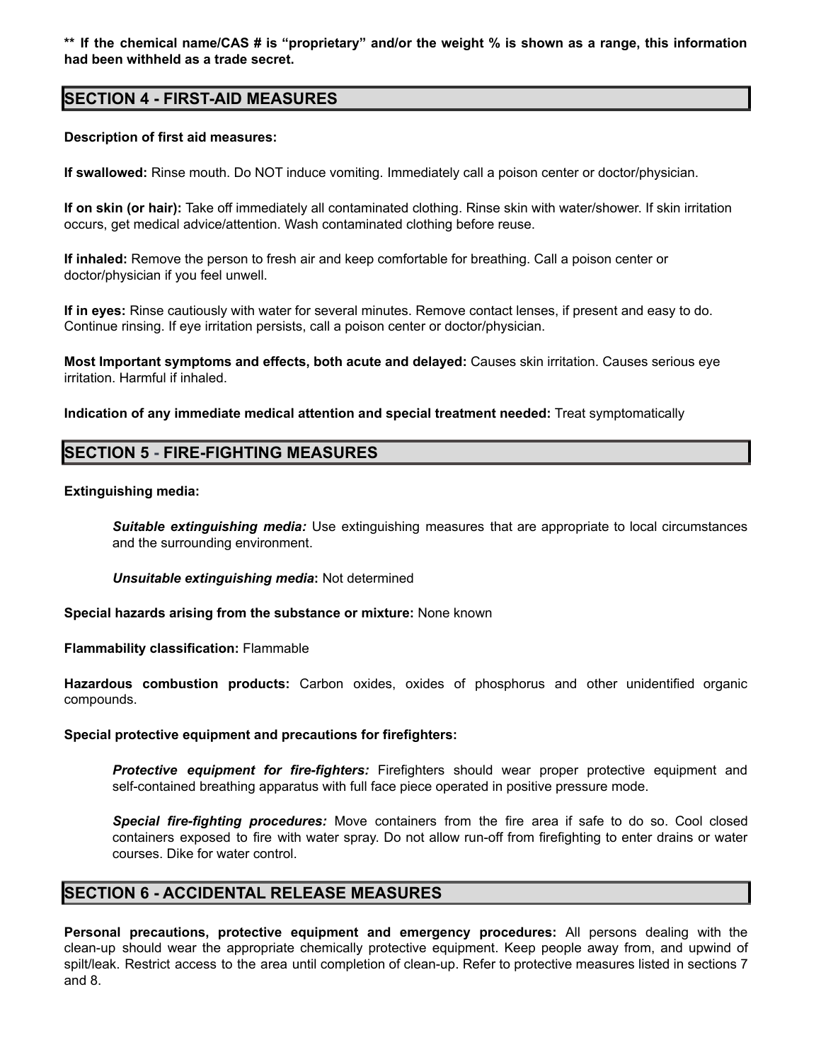**** If the chemical name/CAS # is "proprietary" and/or the weight % is shown as a range, this information had been withheld as a trade secret.**

## SECTION 4 - FIRST-AID MEASURES

**Description of first aid measures:**

**If swallowed:** Rinse mouth. Do NOT induce vomiting. Immediately call a poison center or doctor/physician.

**If on skin (or hair):** Take off immediately all contaminated clothing. Rinse skin with water/shower. If skin irritation occurs, get medical advice/attention. Wash contaminated clothing before reuse.

**If inhaled:** Remove the person to fresh air and keep comfortable for breathing. Call a poison center or doctor/physician if you feel unwell.

**If in eyes:** Rinse cautiously with water for several minutes. Remove contact lenses, if present and easy to do. Continue rinsing. If eye irritation persists, call a poison center or doctor/physician.

**Most Important symptoms and effects, both acute and delayed:** Causes skin irritation. Causes serious eye irritation. Harmful if inhaled.

**Indication of any immediate medical attention and special treatment needed:** Treat symptomatically

## SECTION 5 - FIRE-FIGHTING MEASURES

**Extinguishing media:**

> ***Suitable extinguishing media:*** Use extinguishing measures that are appropriate to local circumstances and the surrounding environment.
>
> ***Unsuitable extinguishing media*:** Not determined

**Special hazards arising from the substance or mixture:** None known

**Flammability classification:** Flammable

**Hazardous combustion products:** Carbon oxides, oxides of phosphorus and other unidentified organic compounds.

**Special protective equipment and precautions for firefighters:**

> ***Protective equipment for fire-fighters:*** Firefighters should wear proper protective equipment and self-contained breathing apparatus with full face piece operated in positive pressure mode.
>
> ***Special fire-fighting procedures:*** Move containers from the fire area if safe to do so. Cool closed containers exposed to fire with water spray. Do not allow run-off from firefighting to enter drains or water courses. Dike for water control.

## SECTION 6 - ACCIDENTAL RELEASE MEASURES

**Personal precautions, protective equipment and emergency procedures:** All persons dealing with the clean-up should wear the appropriate chemically protective equipment. Keep people away from, and upwind of spilt/leak. Restrict access to the area until completion of clean-up. Refer to protective measures listed in sections 7 and 8.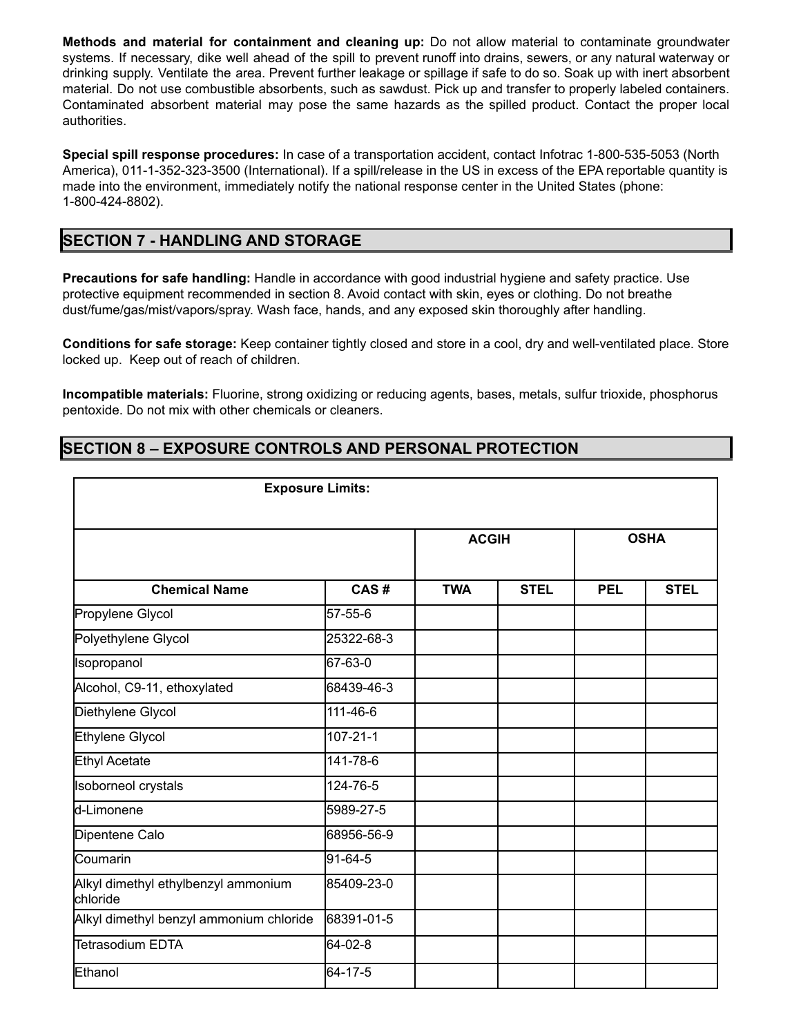**Methods and material for containment and cleaning up:** Do not allow material to contaminate groundwater systems. If necessary, dike well ahead of the spill to prevent runoff into drains, sewers, or any natural waterway or drinking supply. Ventilate the area. Prevent further leakage or spillage if safe to do so. Soak up with inert absorbent material. Do not use combustible absorbents, such as sawdust. Pick up and transfer to properly labeled containers. Contaminated absorbent material may pose the same hazards as the spilled product. Contact the proper local authorities.

**Special spill response procedures:** In case of a transportation accident, contact Infotrac 1-800-535-5053 (North America), 011-1-352-323-3500 (International). If a spill/release in the US in excess of the EPA reportable quantity is made into the environment, immediately notify the national response center in the United States (phone: 1-800-424-8802).

## SECTION 7 - HANDLING AND STORAGE

**Precautions for safe handling:** Handle in accordance with good industrial hygiene and safety practice. Use protective equipment recommended in section 8. Avoid contact with skin, eyes or clothing. Do not breathe dust/fume/gas/mist/vapors/spray. Wash face, hands, and any exposed skin thoroughly after handling.

**Conditions for safe storage:** Keep container tightly closed and store in a cool, dry and well-ventilated place. Store locked up. Keep out of reach of children.

**Incompatible materials:** Fluorine, strong oxidizing or reducing agents, bases, metals, sulfur trioxide, phosphorus pentoxide. Do not mix with other chemicals or cleaners.

## SECTION 8 – EXPOSURE CONTROLS AND PERSONAL PROTECTION

| Exposure Limits: | | | | | |
|---|---|---|---|---|---|
| | | ACGIH | | OSHA | |
| **Chemical Name** | **CAS #** | **TWA** | **STEL** | **PEL** | **STEL** |
| Propylene Glycol | 57-55-6 | | | | |
| Polyethylene Glycol | 25322-68-3 | | | | |
| Isopropanol | 67-63-0 | | | | |
| Alcohol, C9-11, ethoxylated | 68439-46-3 | | | | |
| Diethylene Glycol | 111-46-6 | | | | |
| Ethylene Glycol | 107-21-1 | | | | |
| Ethyl Acetate | 141-78-6 | | | | |
| Isoborneol crystals | 124-76-5 | | | | |
| d-Limonene | 5989-27-5 | | | | |
| Dipentene Calo | 68956-56-9 | | | | |
| Coumarin | 91-64-5 | | | | |
| Alkyl dimethyl ethylbenzyl ammonium chloride | 85409-23-0 | | | | |
| Alkyl dimethyl benzyl ammonium chloride | 68391-01-5 | | | | |
| Tetrasodium EDTA | 64-02-8 | | | | |
| Ethanol | 64-17-5 | | | | |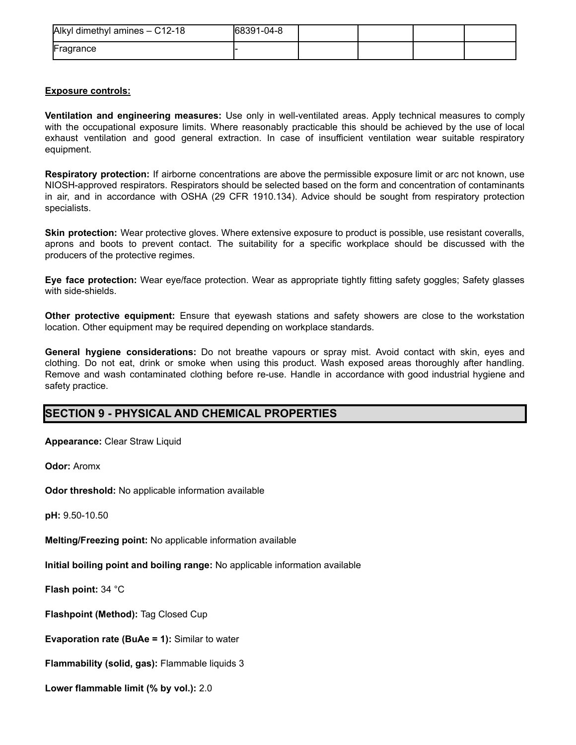| Alkyl dimethyl amines – C12-18 | 68391-04-8 | | | | |
|---|---|---|---|---|---|
| Fragrance | - | | | | |

**Exposure controls:**

**Ventilation and engineering measures:** Use only in well-ventilated areas. Apply technical measures to comply with the occupational exposure limits. Where reasonably practicable this should be achieved by the use of local exhaust ventilation and good general extraction. In case of insufficient ventilation wear suitable respiratory equipment.

**Respiratory protection:** If airborne concentrations are above the permissible exposure limit or arc not known, use NIOSH-approved respirators. Respirators should be selected based on the form and concentration of contaminants in air, and in accordance with OSHA (29 CFR 1910.134). Advice should be sought from respiratory protection specialists.

**Skin protection:** Wear protective gloves. Where extensive exposure to product is possible, use resistant coveralls, aprons and boots to prevent contact. The suitability for a specific workplace should be discussed with the producers of the protective regimes.

**Eye face protection:** Wear eye/face protection. Wear as appropriate tightly fitting safety goggles; Safety glasses with side-shields.

**Other protective equipment:** Ensure that eyewash stations and safety showers are close to the workstation location. Other equipment may be required depending on workplace standards.

**General hygiene considerations:** Do not breathe vapours or spray mist. Avoid contact with skin, eyes and clothing. Do not eat, drink or smoke when using this product. Wash exposed areas thoroughly after handling. Remove and wash contaminated clothing before re-use. Handle in accordance with good industrial hygiene and safety practice.

## SECTION 9 - PHYSICAL AND CHEMICAL PROPERTIES

**Appearance:** Clear Straw Liquid

**Odor:** Aromx

**Odor threshold:** No applicable information available

**pH:** 9.50-10.50

**Melting/Freezing point:** No applicable information available

**Initial boiling point and boiling range:** No applicable information available

**Flash point:** 34 °C

**Flashpoint (Method):** Tag Closed Cup

**Evaporation rate (BuAe = 1):** Similar to water

**Flammability (solid, gas):** Flammable liquids 3

**Lower flammable limit (% by vol.):** 2.0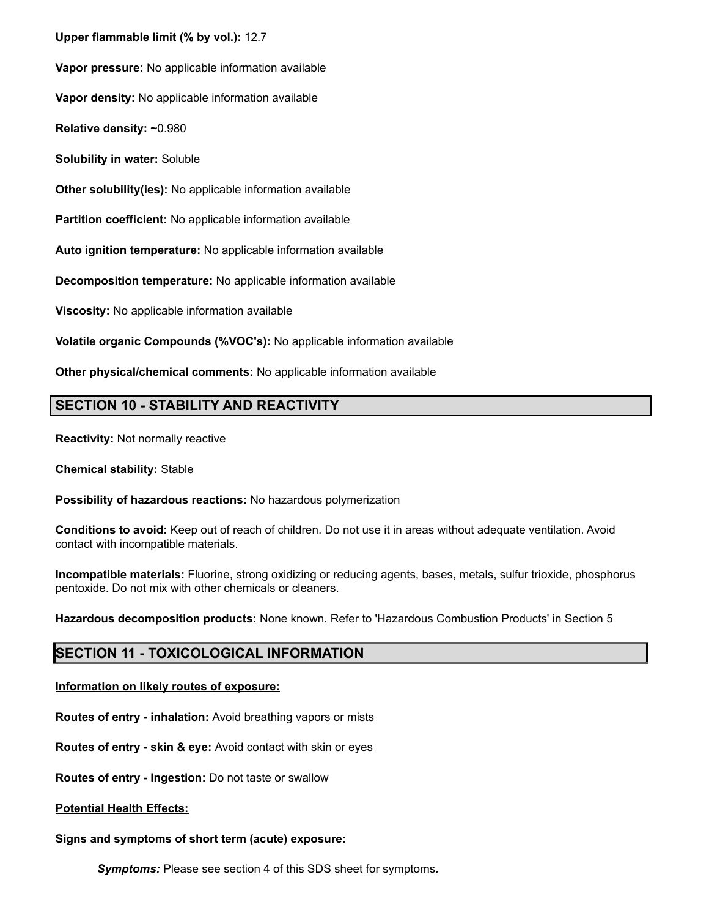**Upper flammable limit (% by vol.):** 12.7

**Vapor pressure:** No applicable information available

**Vapor density:** No applicable information available

**Relative density:** ~0.980

**Solubility in water:** Soluble

**Other solubility(ies):** No applicable information available

**Partition coefficient:** No applicable information available

**Auto ignition temperature:** No applicable information available

**Decomposition temperature:** No applicable information available

**Viscosity:** No applicable information available

**Volatile organic Compounds (%VOC's):** No applicable information available

**Other physical/chemical comments:** No applicable information available

## SECTION 10 - STABILITY AND REACTIVITY

**Reactivity:** Not normally reactive

**Chemical stability:** Stable

**Possibility of hazardous reactions:** No hazardous polymerization

**Conditions to avoid:** Keep out of reach of children. Do not use it in areas without adequate ventilation. Avoid contact with incompatible materials.

**Incompatible materials:** Fluorine, strong oxidizing or reducing agents, bases, metals, sulfur trioxide, phosphorus pentoxide. Do not mix with other chemicals or cleaners.

**Hazardous decomposition products:** None known. Refer to 'Hazardous Combustion Products' in Section 5

## SECTION 11 - TOXICOLOGICAL INFORMATION

**Information on likely routes of exposure:**

**Routes of entry - inhalation:** Avoid breathing vapors or mists

**Routes of entry - skin & eye:** Avoid contact with skin or eyes

**Routes of entry - Ingestion:** Do not taste or swallow

**Potential Health Effects:**

**Signs and symptoms of short term (acute) exposure:**

***Symptoms:*** Please see section 4 of this SDS sheet for symptoms***.***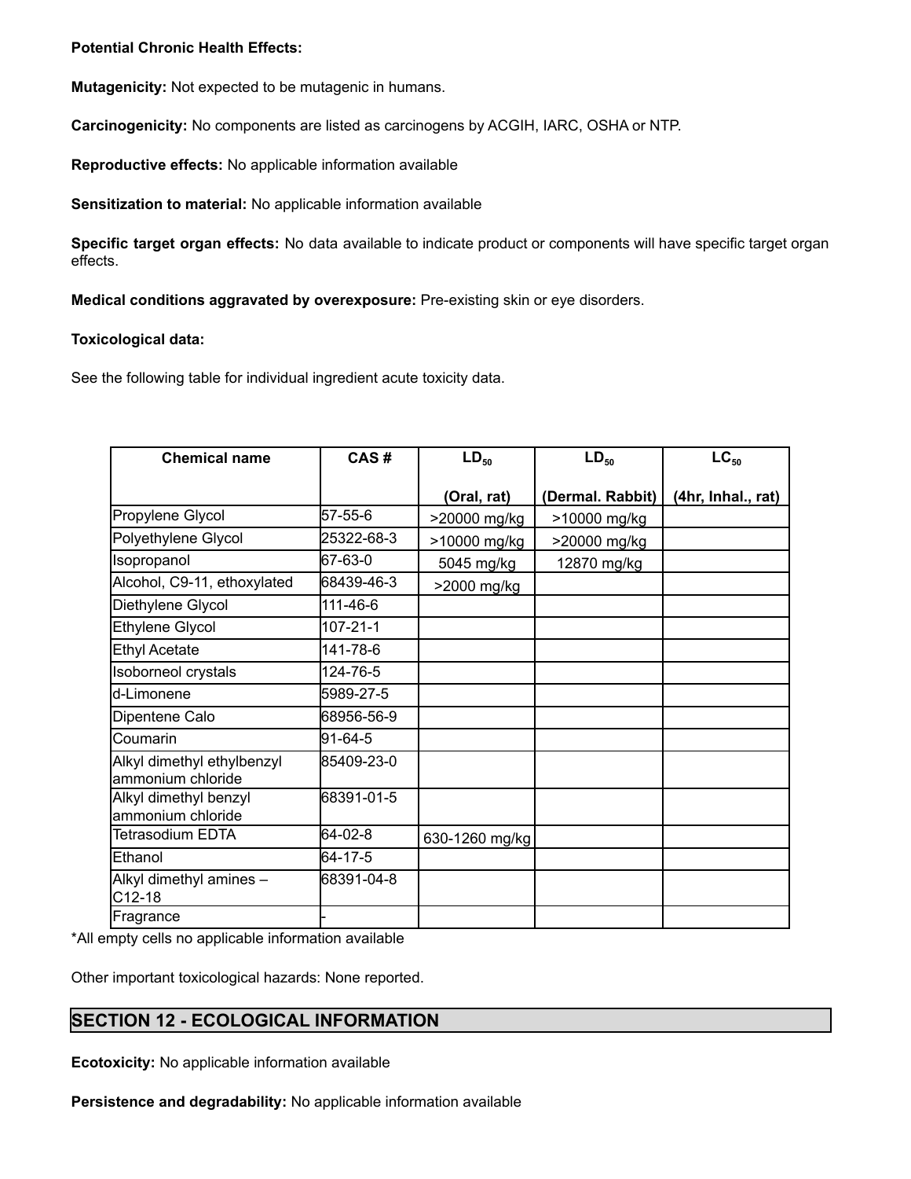**Potential Chronic Health Effects:**

**Mutagenicity:** Not expected to be mutagenic in humans.

**Carcinogenicity:** No components are listed as carcinogens by ACGIH, IARC, OSHA or NTP.

**Reproductive effects:** No applicable information available

**Sensitization to material:** No applicable information available

**Specific target organ effects:** No data available to indicate product or components will have specific target organ effects.

**Medical conditions aggravated by overexposure:** Pre-existing skin or eye disorders.

**Toxicological data:**

See the following table for individual ingredient acute toxicity data.

| Chemical name | CAS # | $LD_{50}$ (Oral, rat) | $LD_{50}$ (Dermal. Rabbit) | $LC_{50}$ (4hr, Inhal., rat) |
|---|---|---|---|---|
| Propylene Glycol | 57-55-6 | >20000 mg/kg | >10000 mg/kg | |
| Polyethylene Glycol | 25322-68-3 | >10000 mg/kg | >20000 mg/kg | |
| Isopropanol | 67-63-0 | 5045 mg/kg | 12870 mg/kg | |
| Alcohol, C9-11, ethoxylated | 68439-46-3 | >2000 mg/kg | | |
| Diethylene Glycol | 111-46-6 | | | |
| Ethylene Glycol | 107-21-1 | | | |
| Ethyl Acetate | 141-78-6 | | | |
| Isoborneol crystals | 124-76-5 | | | |
| d-Limonene | 5989-27-5 | | | |
| Dipentene Calo | 68956-56-9 | | | |
| Coumarin | 91-64-5 | | | |
| Alkyl dimethyl ethylbenzyl ammonium chloride | 85409-23-0 | | | |
| Alkyl dimethyl benzyl ammonium chloride | 68391-01-5 | | | |
| Tetrasodium EDTA | 64-02-8 | 630-1260 mg/kg | | |
| Ethanol | 64-17-5 | | | |
| Alkyl dimethyl amines – C12-18 | 68391-04-8 | | | |
| Fragrance | - | | | |

*All empty cells no applicable information available

Other important toxicological hazards: None reported.

## SECTION 12 - ECOLOGICAL INFORMATION

**Ecotoxicity:** No applicable information available

**Persistence and degradability:** No applicable information available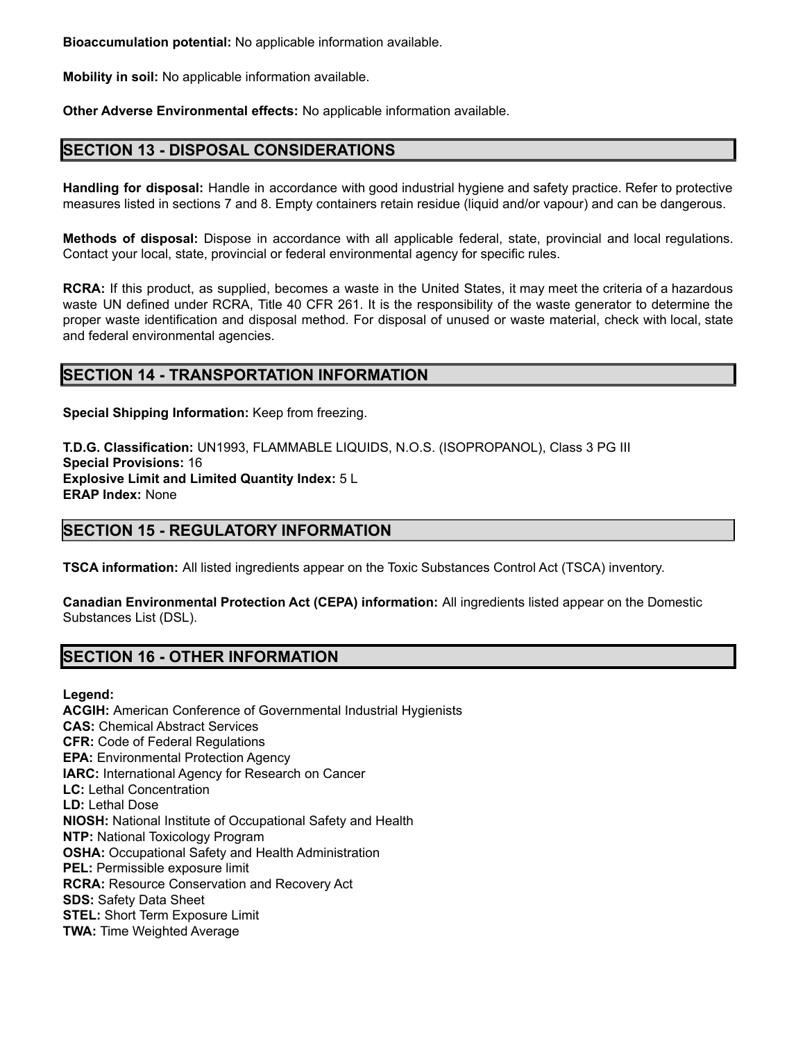**Bioaccumulation potential:** No applicable information available.

**Mobility in soil:** No applicable information available.

**Other Adverse Environmental effects:** No applicable information available.

## SECTION 13 - DISPOSAL CONSIDERATIONS

**Handling for disposal:** Handle in accordance with good industrial hygiene and safety practice. Refer to protective measures listed in sections 7 and 8. Empty containers retain residue (liquid and/or vapour) and can be dangerous.

**Methods of disposal:** Dispose in accordance with all applicable federal, state, provincial and local regulations. Contact your local, state, provincial or federal environmental agency for specific rules.

**RCRA:** If this product, as supplied, becomes a waste in the United States, it may meet the criteria of a hazardous waste UN defined under RCRA, Title 40 CFR 261. It is the responsibility of the waste generator to determine the proper waste identification and disposal method. For disposal of unused or waste material, check with local, state and federal environmental agencies.

## SECTION 14 - TRANSPORTATION INFORMATION

**Special Shipping Information:** Keep from freezing.

**T.D.G. Classification:** UN1993, FLAMMABLE LIQUIDS, N.O.S. (ISOPROPANOL), Class 3 PG III
**Special Provisions:** 16
**Explosive Limit and Limited Quantity Index:** 5 L
**ERAP Index:** None

## SECTION 15 - REGULATORY INFORMATION

**TSCA information:** All listed ingredients appear on the Toxic Substances Control Act (TSCA) inventory.

**Canadian Environmental Protection Act (CEPA) information:** All ingredients listed appear on the Domestic Substances List (DSL).

## SECTION 16 - OTHER INFORMATION

**Legend:**
**ACGIH:** American Conference of Governmental Industrial Hygienists
**CAS:** Chemical Abstract Services
**CFR:** Code of Federal Regulations
**EPA:** Environmental Protection Agency
**IARC:** International Agency for Research on Cancer
**LC:** Lethal Concentration
**LD:** Lethal Dose
**NIOSH:** National Institute of Occupational Safety and Health
**NTP:** National Toxicology Program
**OSHA:** Occupational Safety and Health Administration
**PEL:** Permissible exposure limit
**RCRA:** Resource Conservation and Recovery Act
**SDS:** Safety Data Sheet
**STEL:** Short Term Exposure Limit
**TWA:** Time Weighted Average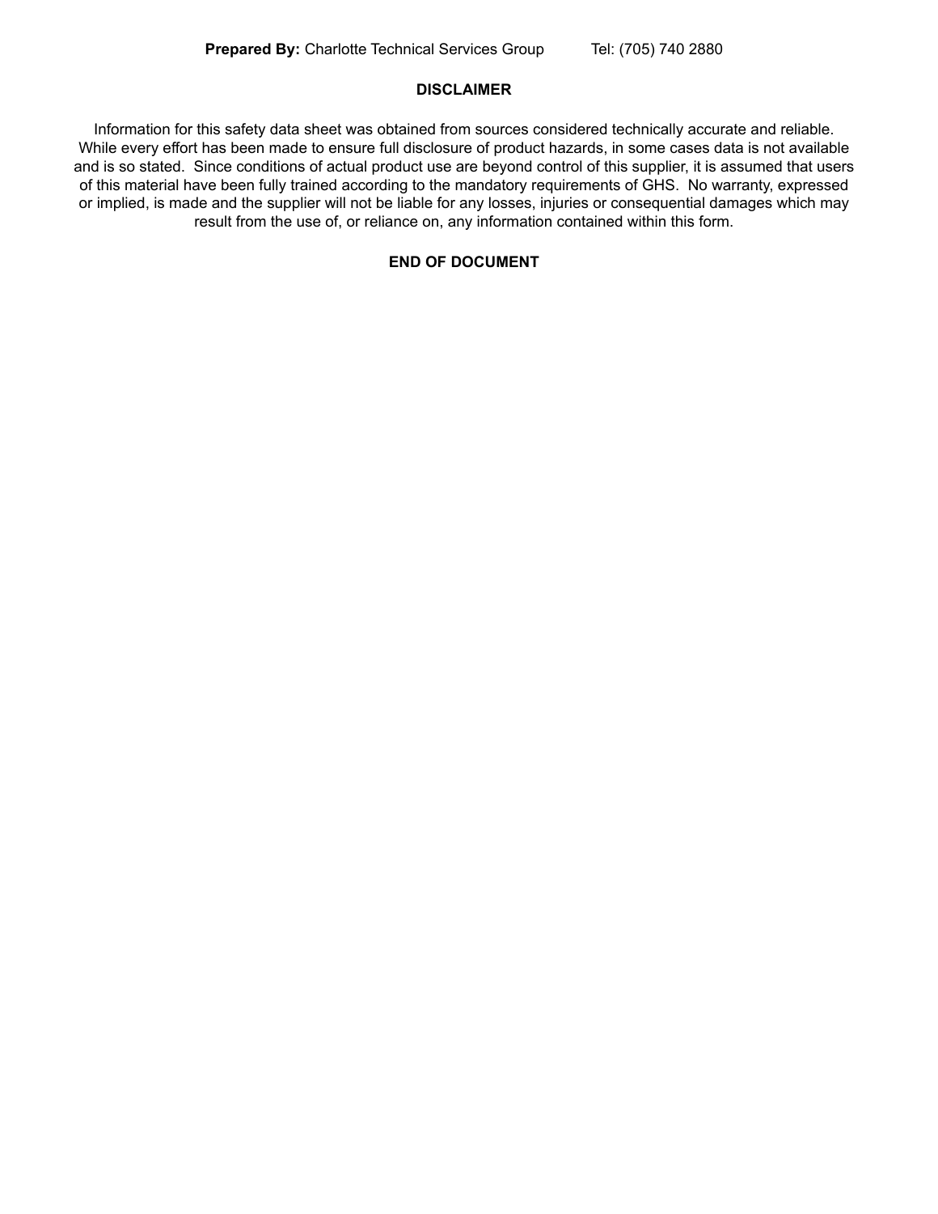**Prepared By:** Charlotte Technical Services Group Tel: (705) 740 2880

**DISCLAIMER**

Information for this safety data sheet was obtained from sources considered technically accurate and reliable. While every effort has been made to ensure full disclosure of product hazards, in some cases data is not available and is so stated. Since conditions of actual product use are beyond control of this supplier, it is assumed that users of this material have been fully trained according to the mandatory requirements of GHS. No warranty, expressed or implied, is made and the supplier will not be liable for any losses, injuries or consequential damages which may result from the use of, or reliance on, any information contained within this form.

**END OF DOCUMENT**